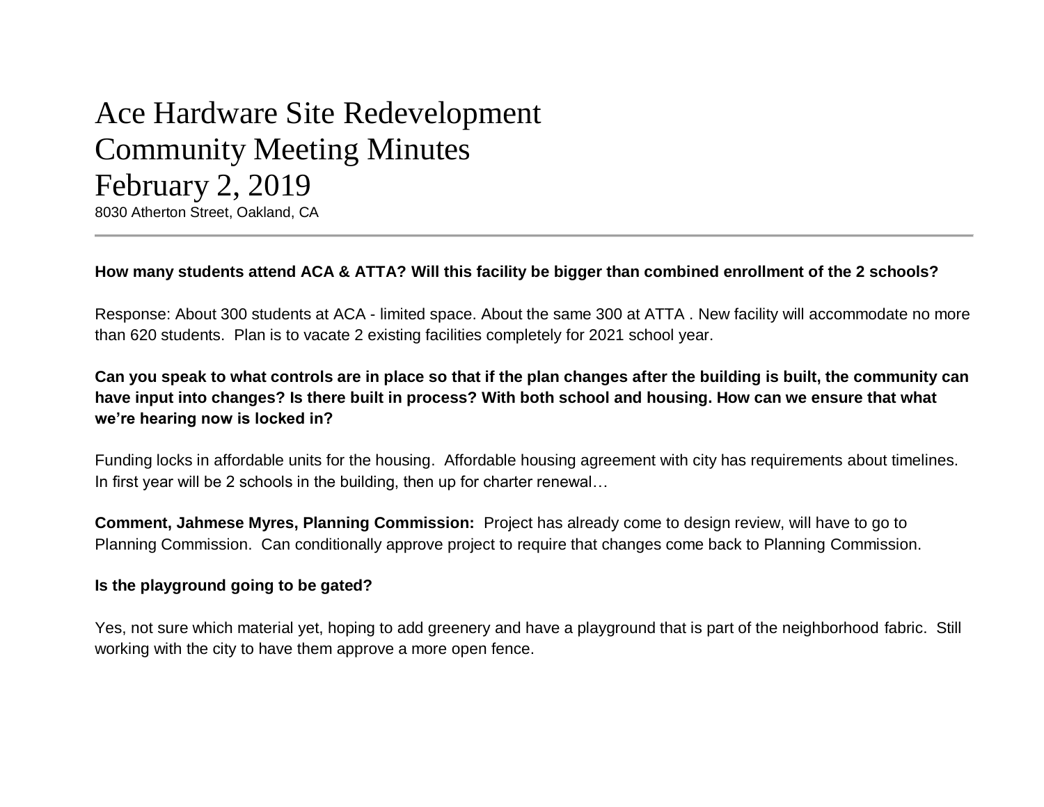# Ace Hardware Site Redevelopment
# Community Meeting Minutes
# February 2, 2019

8030 Atherton Street, Oakland, CA

---

**How many students attend ACA & ATTA? Will this facility be bigger than combined enrollment of the 2 schools?**

Response: About 300 students at ACA - limited space. About the same 300 at ATTA . New facility will accommodate no more than 620 students. Plan is to vacate 2 existing facilities completely for 2021 school year.

**Can you speak to what controls are in place so that if the plan changes after the building is built, the community can have input into changes? Is there built in process? With both school and housing. How can we ensure that what we're hearing now is locked in?**

Funding locks in affordable units for the housing. Affordable housing agreement with city has requirements about timelines. In first year will be 2 schools in the building, then up for charter renewal…

**Comment, Jahmese Myres, Planning Commission:** Project has already come to design review, will have to go to Planning Commission. Can conditionally approve project to require that changes come back to Planning Commission.

**Is the playground going to be gated?**

Yes, not sure which material yet, hoping to add greenery and have a playground that is part of the neighborhood fabric. Still working with the city to have them approve a more open fence.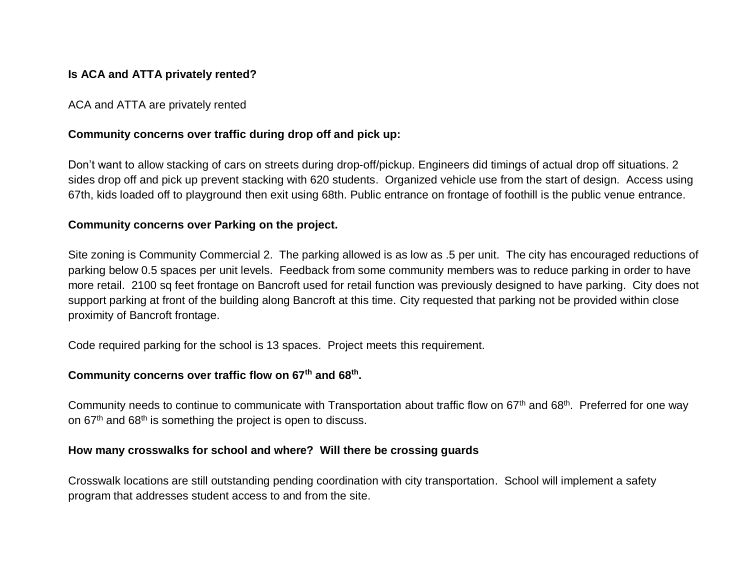**Is ACA and ATTA privately rented?**

ACA and ATTA are privately rented

**Community concerns over traffic during drop off and pick up:**

Don't want to allow stacking of cars on streets during drop-off/pickup. Engineers did timings of actual drop off situations. 2 sides drop off and pick up prevent stacking with 620 students. Organized vehicle use from the start of design. Access using 67th, kids loaded off to playground then exit using 68th. Public entrance on frontage of foothill is the public venue entrance.

**Community concerns over Parking on the project.**

Site zoning is Community Commercial 2. The parking allowed is as low as .5 per unit. The city has encouraged reductions of parking below 0.5 spaces per unit levels. Feedback from some community members was to reduce parking in order to have more retail. 2100 sq feet frontage on Bancroft used for retail function was previously designed to have parking. City does not support parking at front of the building along Bancroft at this time. City requested that parking not be provided within close proximity of Bancroft frontage.

Code required parking for the school is 13 spaces. Project meets this requirement.

**Community concerns over traffic flow on 67th and 68th.**

Community needs to continue to communicate with Transportation about traffic flow on 67th and 68th. Preferred for one way on 67th and 68th is something the project is open to discuss.

**How many crosswalks for school and where? Will there be crossing guards**

Crosswalk locations are still outstanding pending coordination with city transportation. School will implement a safety program that addresses student access to and from the site.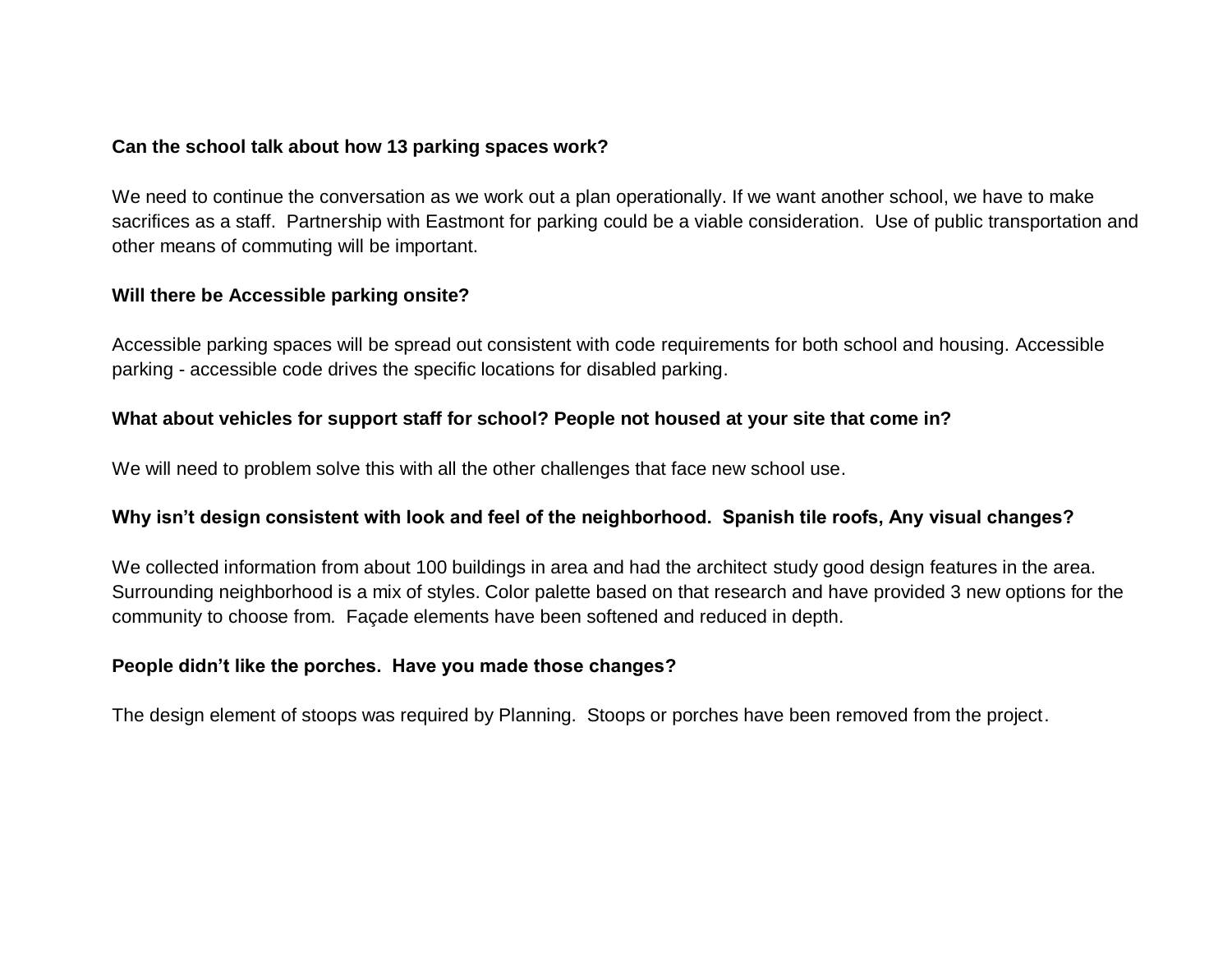**Can the school talk about how 13 parking spaces work?**

We need to continue the conversation as we work out a plan operationally. If we want another school, we have to make sacrifices as a staff. Partnership with Eastmont for parking could be a viable consideration. Use of public transportation and other means of commuting will be important.

**Will there be Accessible parking onsite?**

Accessible parking spaces will be spread out consistent with code requirements for both school and housing. Accessible parking - accessible code drives the specific locations for disabled parking.

**What about vehicles for support staff for school? People not housed at your site that come in?**

We will need to problem solve this with all the other challenges that face new school use.

**Why isn't design consistent with look and feel of the neighborhood. Spanish tile roofs, Any visual changes?**

We collected information from about 100 buildings in area and had the architect study good design features in the area. Surrounding neighborhood is a mix of styles. Color palette based on that research and have provided 3 new options for the community to choose from. Façade elements have been softened and reduced in depth.

**People didn't like the porches. Have you made those changes?**

The design element of stoops was required by Planning. Stoops or porches have been removed from the project.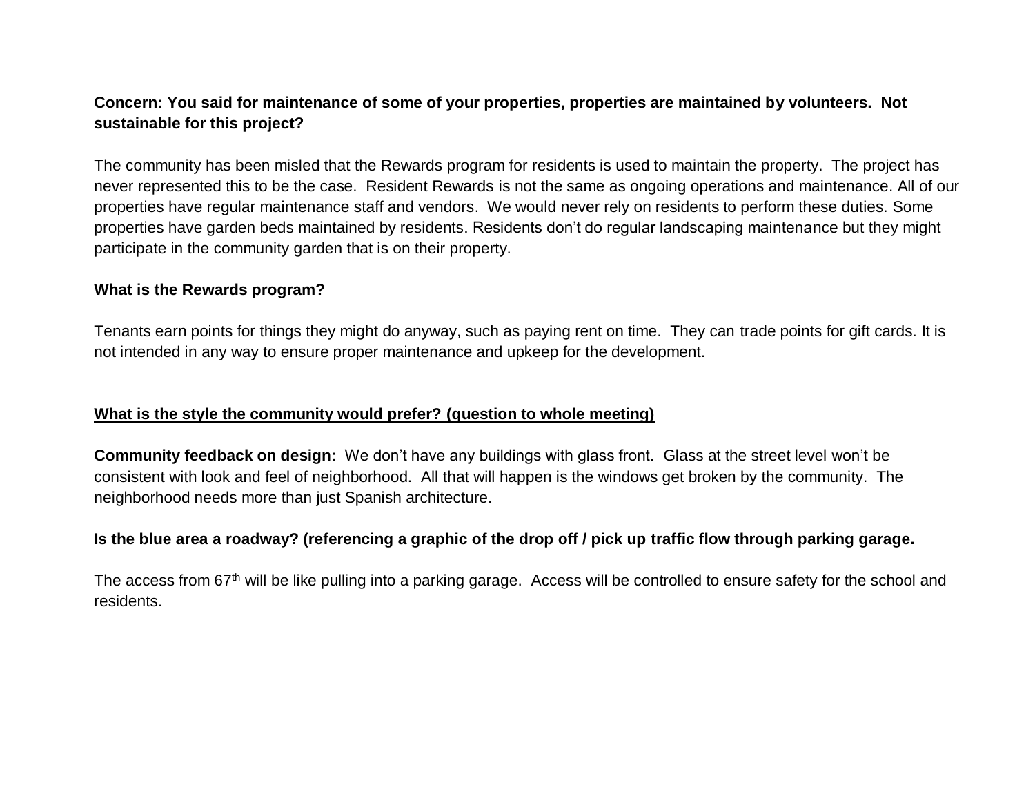**Concern: You said for maintenance of some of your properties, properties are maintained by volunteers. Not sustainable for this project?**

The community has been misled that the Rewards program for residents is used to maintain the property. The project has never represented this to be the case. Resident Rewards is not the same as ongoing operations and maintenance. All of our properties have regular maintenance staff and vendors. We would never rely on residents to perform these duties. Some properties have garden beds maintained by residents. Residents don't do regular landscaping maintenance but they might participate in the community garden that is on their property.

**What is the Rewards program?**

Tenants earn points for things they might do anyway, such as paying rent on time. They can trade points for gift cards. It is not intended in any way to ensure proper maintenance and upkeep for the development.

**<u>What is the style the community would prefer? (question to whole meeting)</u>**

**Community feedback on design:** We don't have any buildings with glass front. Glass at the street level won't be consistent with look and feel of neighborhood. All that will happen is the windows get broken by the community. The neighborhood needs more than just Spanish architecture.

**Is the blue area a roadway? (referencing a graphic of the drop off / pick up traffic flow through parking garage.**

The access from 67th will be like pulling into a parking garage. Access will be controlled to ensure safety for the school and residents.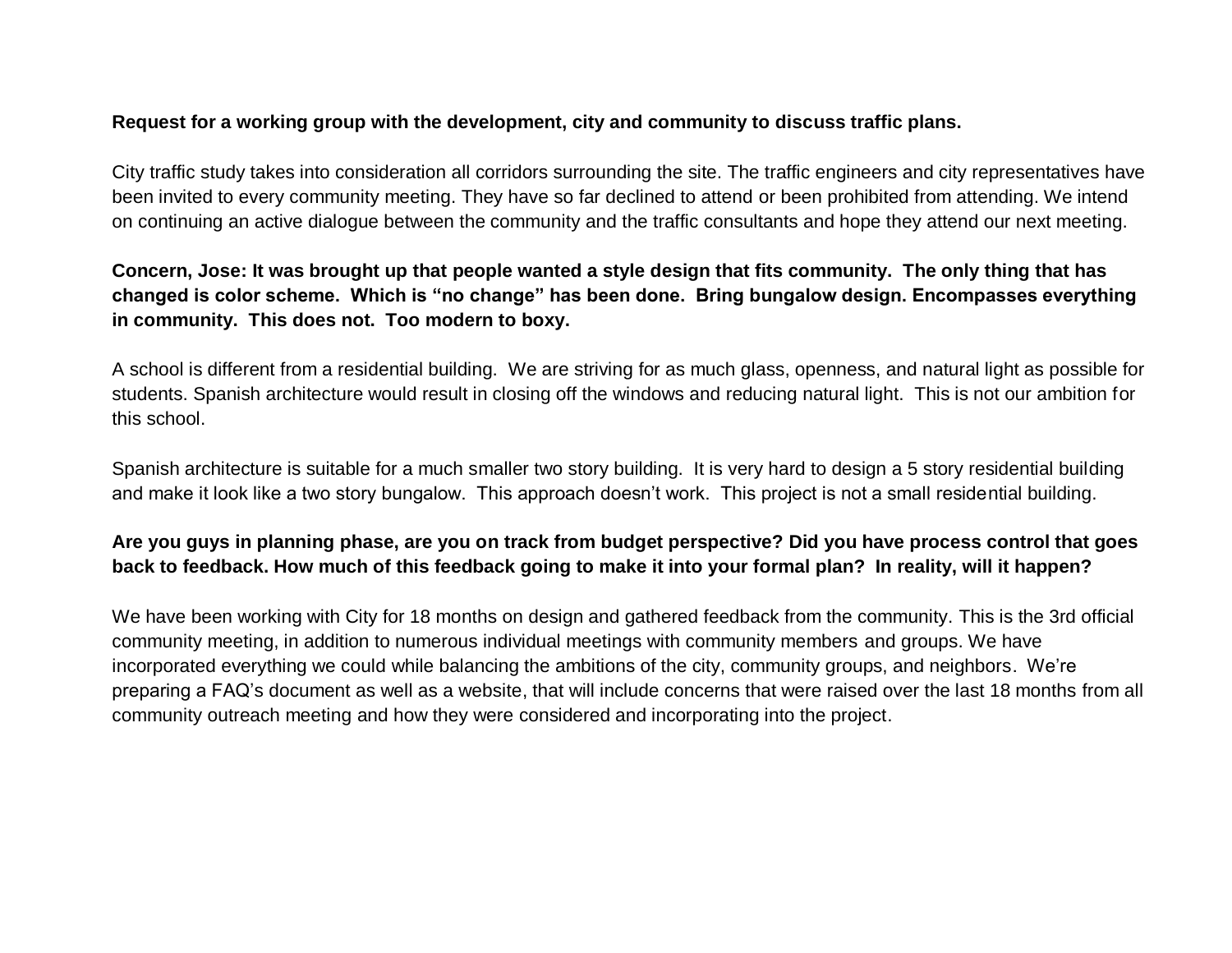**Request for a working group with the development, city and community to discuss traffic plans.**

City traffic study takes into consideration all corridors surrounding the site. The traffic engineers and city representatives have been invited to every community meeting. They have so far declined to attend or been prohibited from attending. We intend on continuing an active dialogue between the community and the traffic consultants and hope they attend our next meeting.

**Concern, Jose: It was brought up that people wanted a style design that fits community. The only thing that has changed is color scheme. Which is "no change" has been done. Bring bungalow design. Encompasses everything in community. This does not. Too modern to boxy.**

A school is different from a residential building. We are striving for as much glass, openness, and natural light as possible for students. Spanish architecture would result in closing off the windows and reducing natural light. This is not our ambition for this school.

Spanish architecture is suitable for a much smaller two story building. It is very hard to design a 5 story residential building and make it look like a two story bungalow. This approach doesn't work. This project is not a small residential building.

**Are you guys in planning phase, are you on track from budget perspective? Did you have process control that goes back to feedback. How much of this feedback going to make it into your formal plan? In reality, will it happen?**

We have been working with City for 18 months on design and gathered feedback from the community. This is the 3rd official community meeting, in addition to numerous individual meetings with community members and groups. We have incorporated everything we could while balancing the ambitions of the city, community groups, and neighbors. We're preparing a FAQ's document as well as a website, that will include concerns that were raised over the last 18 months from all community outreach meeting and how they were considered and incorporating into the project.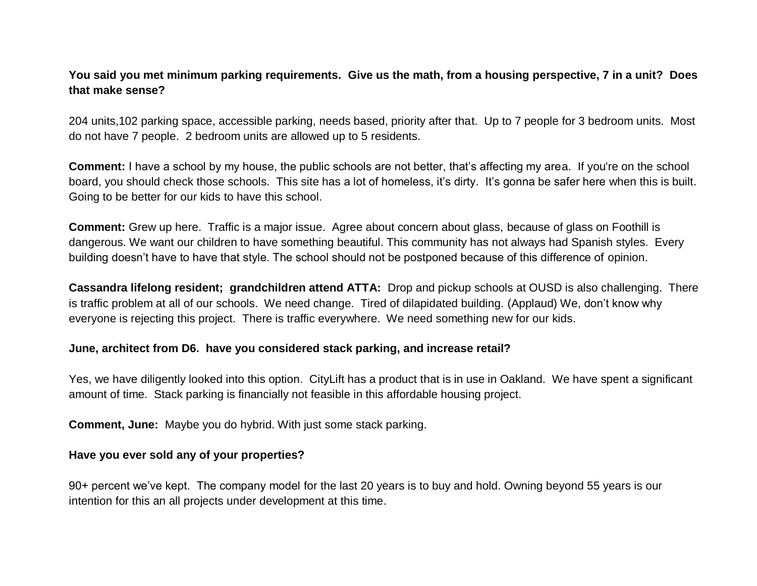**You said you met minimum parking requirements. Give us the math, from a housing perspective, 7 in a unit? Does that make sense?**

204 units,102 parking space, accessible parking, needs based, priority after that. Up to 7 people for 3 bedroom units. Most do not have 7 people. 2 bedroom units are allowed up to 5 residents.

**Comment:** I have a school by my house, the public schools are not better, that's affecting my area. If you're on the school board, you should check those schools. This site has a lot of homeless, it's dirty. It's gonna be safer here when this is built. Going to be better for our kids to have this school.

**Comment:** Grew up here. Traffic is a major issue. Agree about concern about glass, because of glass on Foothill is dangerous. We want our children to have something beautiful. This community has not always had Spanish styles. Every building doesn't have to have that style. The school should not be postponed because of this difference of opinion.

**Cassandra lifelong resident; grandchildren attend ATTA:** Drop and pickup schools at OUSD is also challenging. There is traffic problem at all of our schools. We need change. Tired of dilapidated building. (Applaud) We, don't know why everyone is rejecting this project. There is traffic everywhere. We need something new for our kids.

**June, architect from D6. have you considered stack parking, and increase retail?**

Yes, we have diligently looked into this option. CityLift has a product that is in use in Oakland. We have spent a significant amount of time. Stack parking is financially not feasible in this affordable housing project.

**Comment, June:** Maybe you do hybrid. With just some stack parking.

**Have you ever sold any of your properties?**

90+ percent we've kept. The company model for the last 20 years is to buy and hold. Owning beyond 55 years is our intention for this an all projects under development at this time.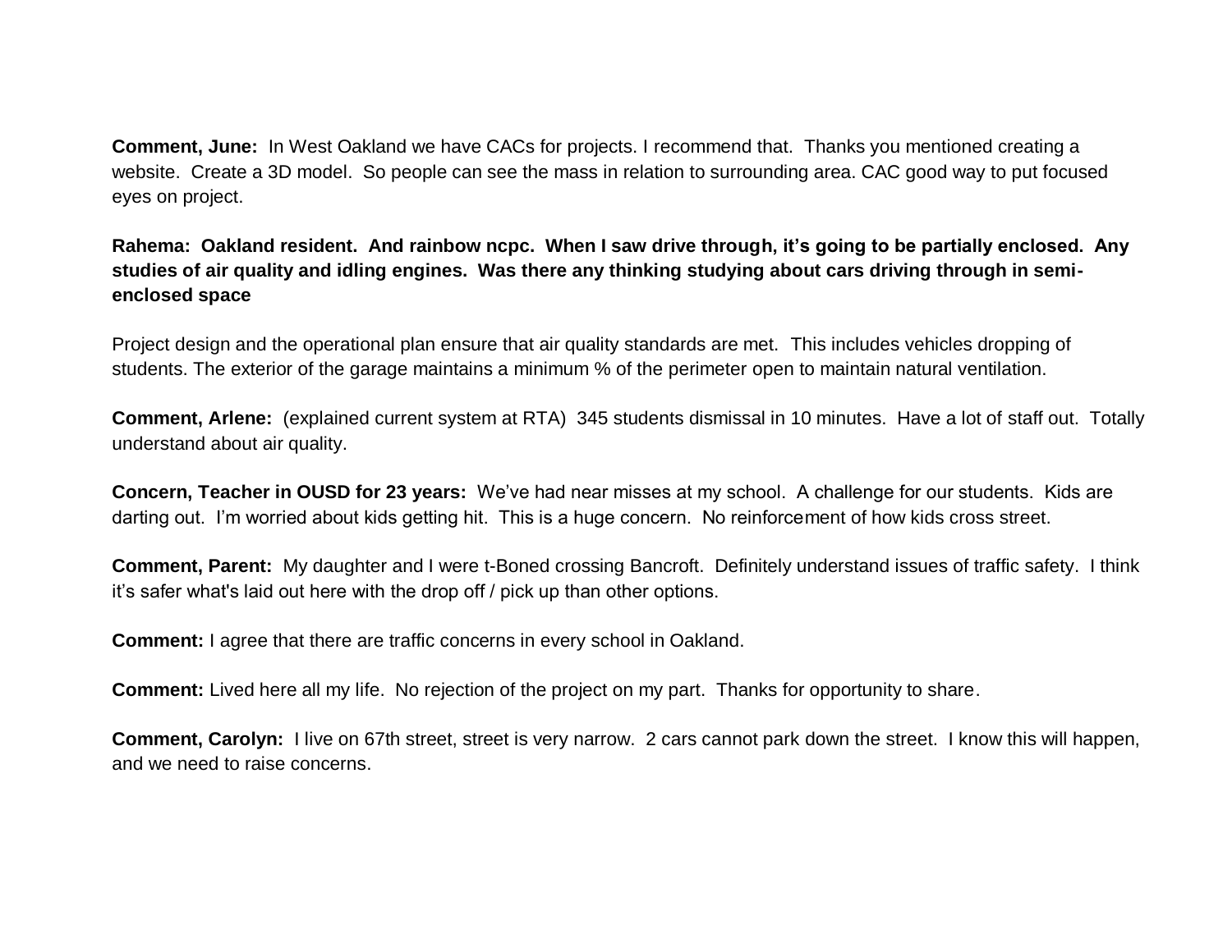**Comment, June:** In West Oakland we have CACs for projects. I recommend that. Thanks you mentioned creating a website. Create a 3D model. So people can see the mass in relation to surrounding area. CAC good way to put focused eyes on project.

**Rahema: Oakland resident. And rainbow ncpc. When I saw drive through, it's going to be partially enclosed. Any studies of air quality and idling engines. Was there any thinking studying about cars driving through in semi-enclosed space**

Project design and the operational plan ensure that air quality standards are met. This includes vehicles dropping of students. The exterior of the garage maintains a minimum % of the perimeter open to maintain natural ventilation.

**Comment, Arlene:** (explained current system at RTA) 345 students dismissal in 10 minutes. Have a lot of staff out. Totally understand about air quality.

**Concern, Teacher in OUSD for 23 years:** We've had near misses at my school. A challenge for our students. Kids are darting out. I'm worried about kids getting hit. This is a huge concern. No reinforcement of how kids cross street.

**Comment, Parent:** My daughter and I were t-Boned crossing Bancroft. Definitely understand issues of traffic safety. I think it's safer what's laid out here with the drop off / pick up than other options.

**Comment:** I agree that there are traffic concerns in every school in Oakland.

**Comment:** Lived here all my life. No rejection of the project on my part. Thanks for opportunity to share.

**Comment, Carolyn:** I live on 67th street, street is very narrow. 2 cars cannot park down the street. I know this will happen, and we need to raise concerns.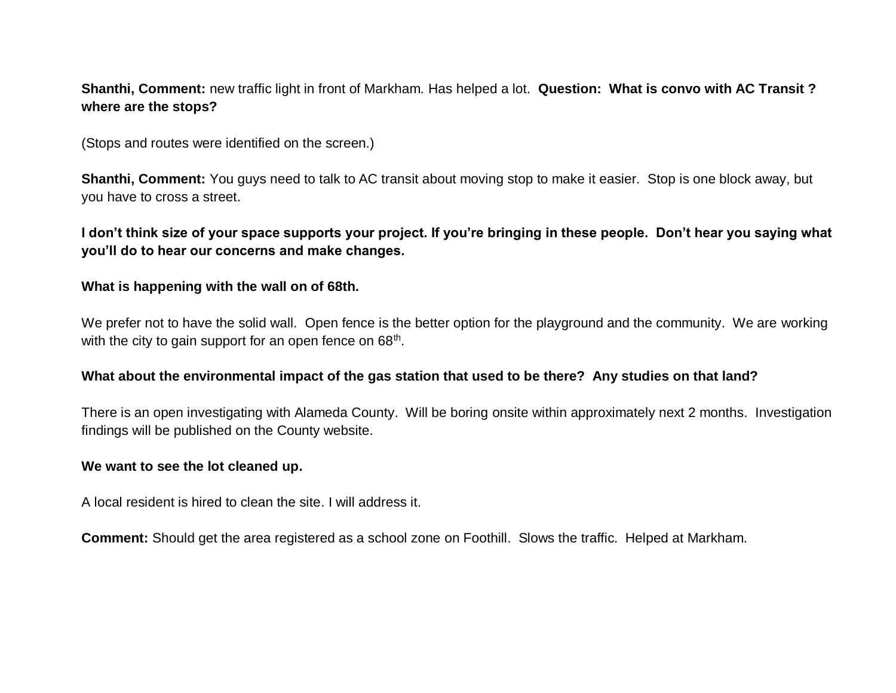**Shanthi, Comment:** new traffic light in front of Markham. Has helped a lot. **Question: What is convo with AC Transit ? where are the stops?**

(Stops and routes were identified on the screen.)

**Shanthi, Comment:** You guys need to talk to AC transit about moving stop to make it easier. Stop is one block away, but you have to cross a street.

**I don't think size of your space supports your project. If you're bringing in these people. Don't hear you saying what you'll do to hear our concerns and make changes.**

**What is happening with the wall on of 68th.**

We prefer not to have the solid wall. Open fence is the better option for the playground and the community. We are working with the city to gain support for an open fence on 68th.

**What about the environmental impact of the gas station that used to be there? Any studies on that land?**

There is an open investigating with Alameda County. Will be boring onsite within approximately next 2 months. Investigation findings will be published on the County website.

**We want to see the lot cleaned up.**

A local resident is hired to clean the site. I will address it.

**Comment:** Should get the area registered as a school zone on Foothill. Slows the traffic. Helped at Markham.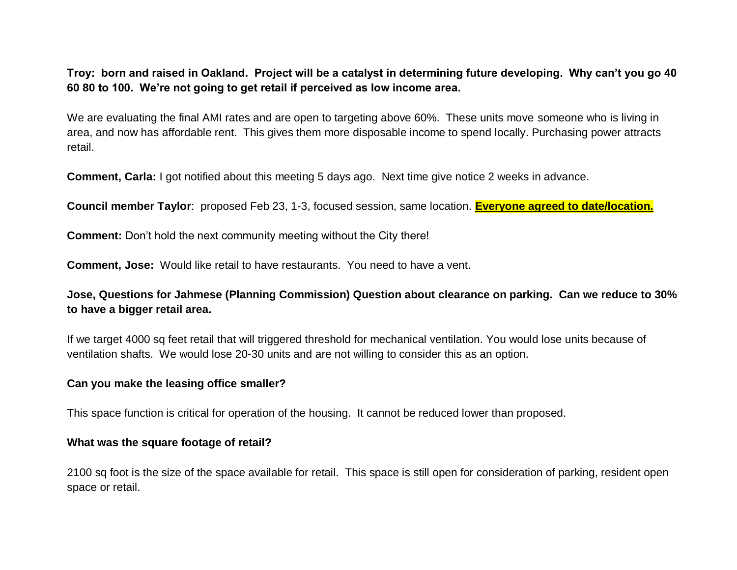**Troy: born and raised in Oakland. Project will be a catalyst in determining future developing. Why can't you go 40 60 80 to 100. We're not going to get retail if perceived as low income area.**

We are evaluating the final AMI rates and are open to targeting above 60%. These units move someone who is living in area, and now has affordable rent. This gives them more disposable income to spend locally. Purchasing power attracts retail.

**Comment, Carla:** I got notified about this meeting 5 days ago. Next time give notice 2 weeks in advance.

**Council member Taylor**: proposed Feb 23, 1-3, focused session, same location. **Everyone agreed to date/location.**

**Comment:** Don't hold the next community meeting without the City there!

**Comment, Jose:** Would like retail to have restaurants. You need to have a vent.

**Jose, Questions for Jahmese (Planning Commission) Question about clearance on parking. Can we reduce to 30% to have a bigger retail area.**

If we target 4000 sq feet retail that will triggered threshold for mechanical ventilation. You would lose units because of ventilation shafts. We would lose 20-30 units and are not willing to consider this as an option.

**Can you make the leasing office smaller?**

This space function is critical for operation of the housing. It cannot be reduced lower than proposed.

**What was the square footage of retail?**

2100 sq foot is the size of the space available for retail. This space is still open for consideration of parking, resident open space or retail.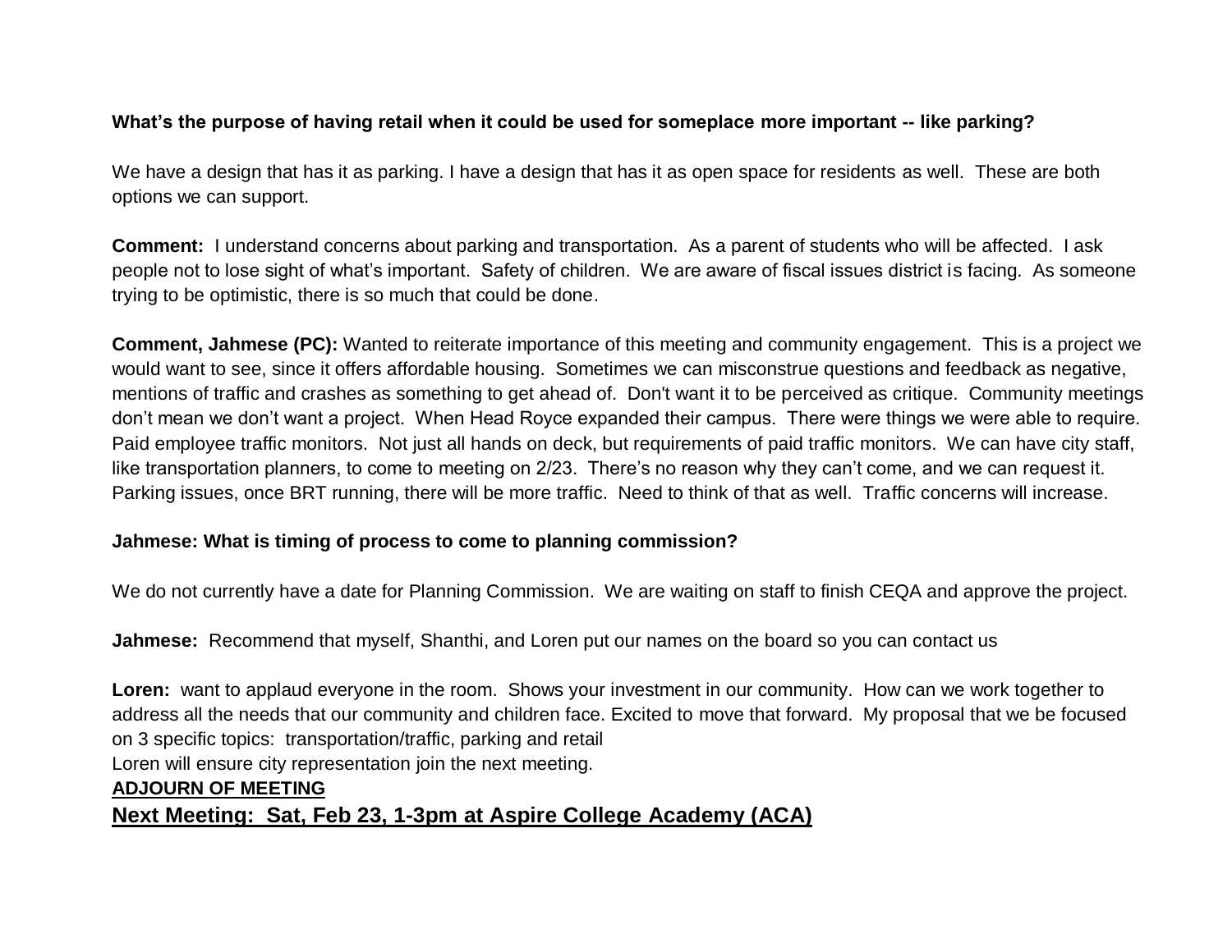**What's the purpose of having retail when it could be used for someplace more important -- like parking?**

We have a design that has it as parking. I have a design that has it as open space for residents as well. These are both options we can support.

**Comment:** I understand concerns about parking and transportation. As a parent of students who will be affected. I ask people not to lose sight of what's important. Safety of children. We are aware of fiscal issues district is facing. As someone trying to be optimistic, there is so much that could be done.

**Comment, Jahmese (PC):** Wanted to reiterate importance of this meeting and community engagement. This is a project we would want to see, since it offers affordable housing. Sometimes we can misconstrue questions and feedback as negative, mentions of traffic and crashes as something to get ahead of. Don't want it to be perceived as critique. Community meetings don't mean we don't want a project. When Head Royce expanded their campus. There were things we were able to require. Paid employee traffic monitors. Not just all hands on deck, but requirements of paid traffic monitors. We can have city staff, like transportation planners, to come to meeting on 2/23. There's no reason why they can't come, and we can request it. Parking issues, once BRT running, there will be more traffic. Need to think of that as well. Traffic concerns will increase.

**Jahmese: What is timing of process to come to planning commission?**

We do not currently have a date for Planning Commission. We are waiting on staff to finish CEQA and approve the project.

**Jahmese:** Recommend that myself, Shanthi, and Loren put our names on the board so you can contact us

**Loren:** want to applaud everyone in the room. Shows your investment in our community. How can we work together to address all the needs that our community and children face. Excited to move that forward. My proposal that we be focused on 3 specific topics: transportation/traffic, parking and retail
Loren will ensure city representation join the next meeting.

**ADJOURN OF MEETING**

## Next Meeting: Sat, Feb 23, 1-3pm at Aspire College Academy (ACA)